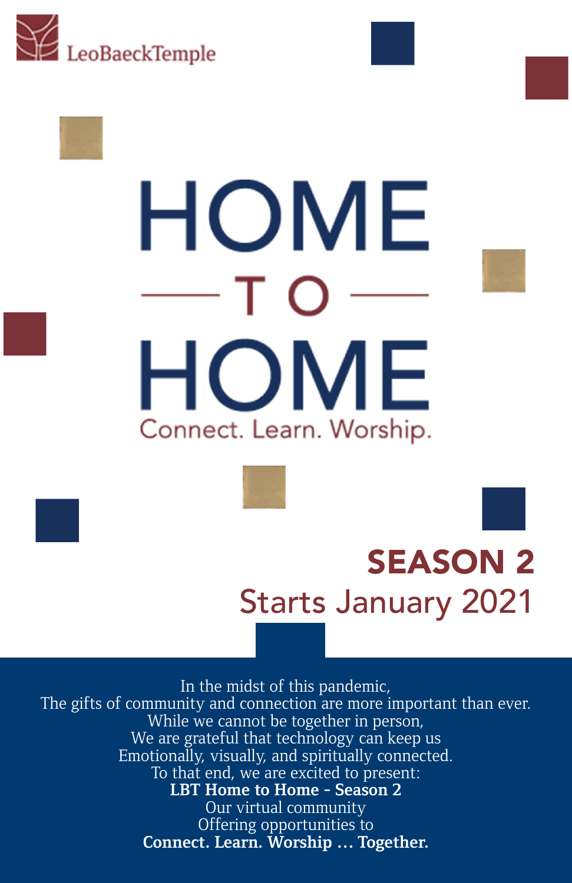LeoBaeckTemple

# HOME TO HOME

Connect. Learn. Worship.

## SEASON 2

Starts January 2021

In the midst of this pandemic,
The gifts of community and connection are more important than ever.
While we cannot be together in person,
We are grateful that technology can keep us
Emotionally, visually, and spiritually connected.
To that end, we are excited to present:
**LBT Home to Home - Season 2**
Our virtual community
Offering opportunities to
**Connect. Learn. Worship … Together.**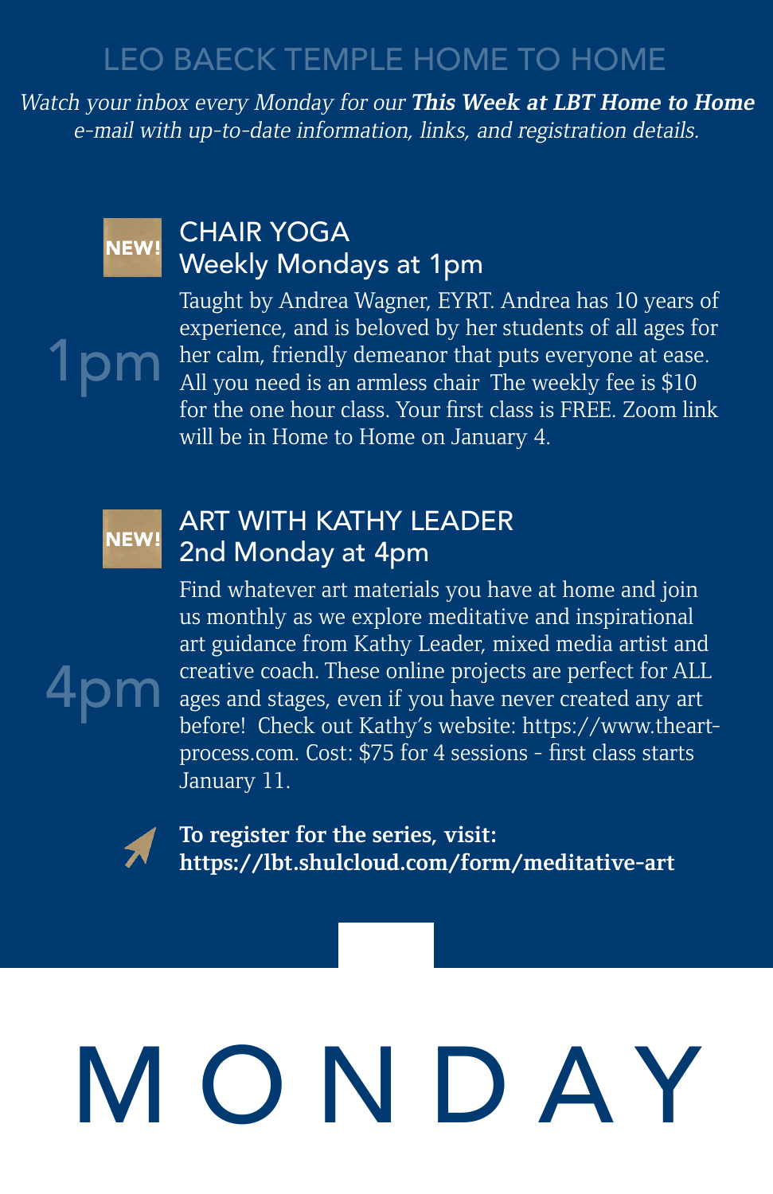# LEO BAECK TEMPLE HOME TO HOME

*Watch your inbox every Monday for our* ***This Week at LBT Home to Home*** *e-mail with up-to-date information, links, and registration details.*

## NEW! CHAIR YOGA
### Weekly Mondays at 1pm

1pm

Taught by Andrea Wagner, EYRT. Andrea has 10 years of experience, and is beloved by her students of all ages for her calm, friendly demeanor that puts everyone at ease. All you need is an armless chair The weekly fee is $10 for the one hour class. Your first class is FREE. Zoom link will be in Home to Home on January 4.

## NEW! ART WITH KATHY LEADER
### 2nd Monday at 4pm

4pm

Find whatever art materials you have at home and join us monthly as we explore meditative and inspirational art guidance from Kathy Leader, mixed media artist and creative coach. These online projects are perfect for ALL ages and stages, even if you have never created any art before! Check out Kathy's website: https://www.theart-process.com. Cost: $75 for 4 sessions - first class starts January 11.

**To register for the series, visit: https://lbt.shulcloud.com/form/meditative-art**

# MONDAY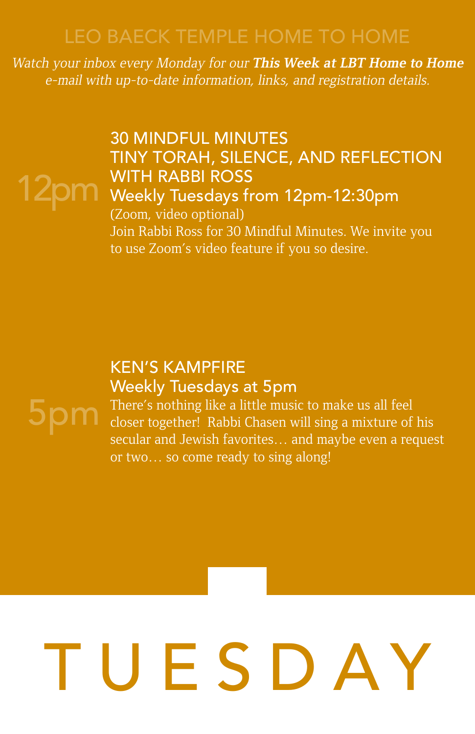LEO BAECK TEMPLE HOME TO HOME

*Watch your inbox every Monday for our **This Week at LBT Home to Home** e-mail with up-to-date information, links, and registration details.*

12pm

## 30 MINDFUL MINUTES
## TINY TORAH, SILENCE, AND REFLECTION WITH RABBI ROSS

Weekly Tuesdays from 12pm-12:30pm

(Zoom, video optional)

Join Rabbi Ross for 30 Mindful Minutes. We invite you to use Zoom's video feature if you so desire.

5pm

## KEN'S KAMPFIRE

Weekly Tuesdays at 5pm

There's nothing like a little music to make us all feel closer together! Rabbi Chasen will sing a mixture of his secular and Jewish favorites… and maybe even a request or two… so come ready to sing along!

# TUESDAY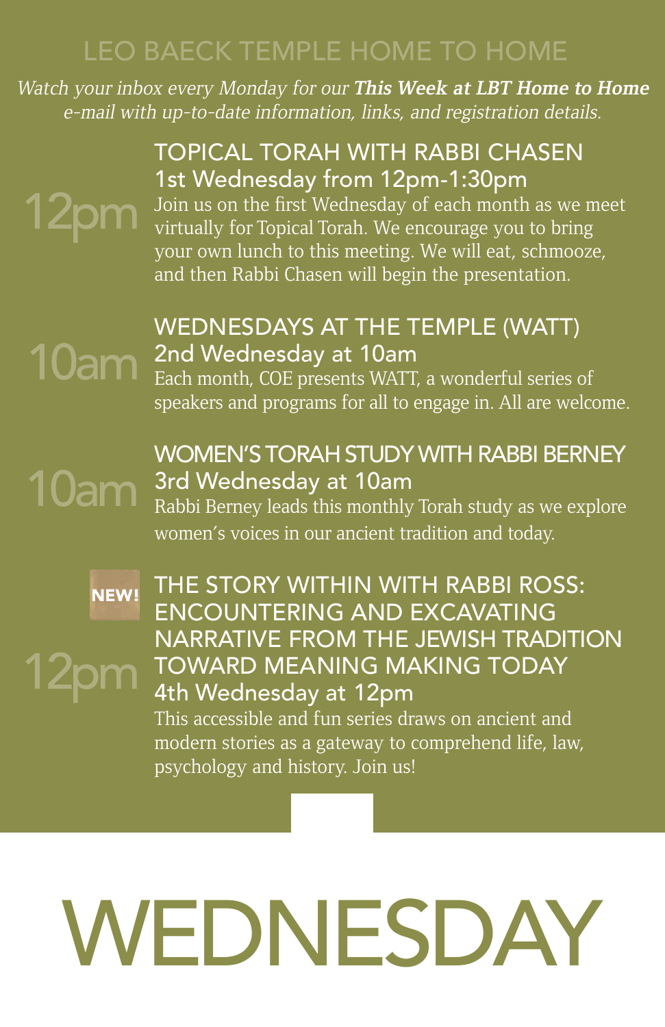# LEO BAECK TEMPLE HOME TO HOME

*Watch your inbox every Monday for our **This Week at LBT Home to Home** e-mail with up-to-date information, links, and registration details.*

12pm

## TOPICAL TORAH WITH RABBI CHASEN
### 1st Wednesday from 12pm-1:30pm

Join us on the first Wednesday of each month as we meet virtually for Topical Torah. We encourage you to bring your own lunch to this meeting. We will eat, schmooze, and then Rabbi Chasen will begin the presentation.

10am

## WEDNESDAYS AT THE TEMPLE (WATT)
### 2nd Wednesday at 10am

Each month, COE presents WATT, a wonderful series of speakers and programs for all to engage in. All are welcome.

10am

## WOMEN'S TORAH STUDY WITH RABBI BERNEY
### 3rd Wednesday at 10am

Rabbi Berney leads this monthly Torah study as we explore women's voices in our ancient tradition and today.

NEW!

12pm

## THE STORY WITHIN WITH RABBI ROSS: ENCOUNTERING AND EXCAVATING NARRATIVE FROM THE JEWISH TRADITION TOWARD MEANING MAKING TODAY
### 4th Wednesday at 12pm

This accessible and fun series draws on ancient and modern stories as a gateway to comprehend life, law, psychology and history. Join us!

# WEDNESDAY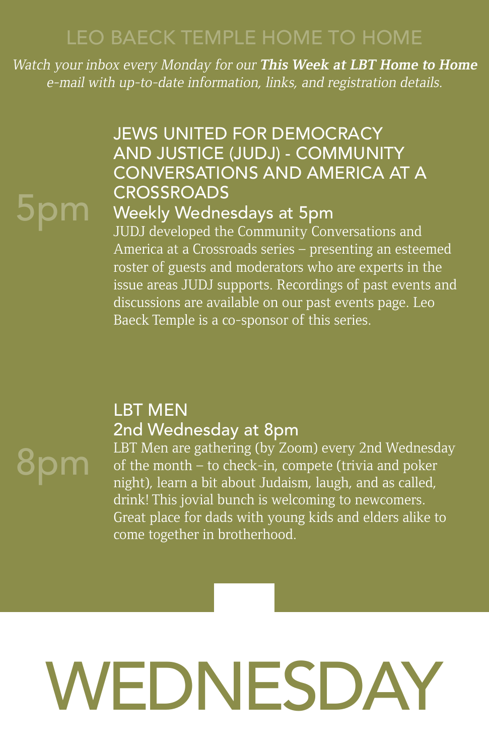LEO BAECK TEMPLE HOME TO HOME

*Watch your inbox every Monday for our **This Week at LBT Home to Home** e-mail with up-to-date information, links, and registration details.*

5pm

## JEWS UNITED FOR DEMOCRACY AND JUSTICE (JUDJ) - COMMUNITY CONVERSATIONS AND AMERICA AT A CROSSROADS

### Weekly Wednesdays at 5pm

JUDJ developed the Community Conversations and America at a Crossroads series – presenting an esteemed roster of guests and moderators who are experts in the issue areas JUDJ supports. Recordings of past events and discussions are available on our past events page. Leo Baeck Temple is a co-sponsor of this series.

8pm

## LBT MEN

### 2nd Wednesday at 8pm

LBT Men are gathering (by Zoom) every 2nd Wednesday of the month – to check-in, compete (trivia and poker night), learn a bit about Judaism, laugh, and as called, drink! This jovial bunch is welcoming to newcomers. Great place for dads with young kids and elders alike to come together in brotherhood.

# WEDNESDAY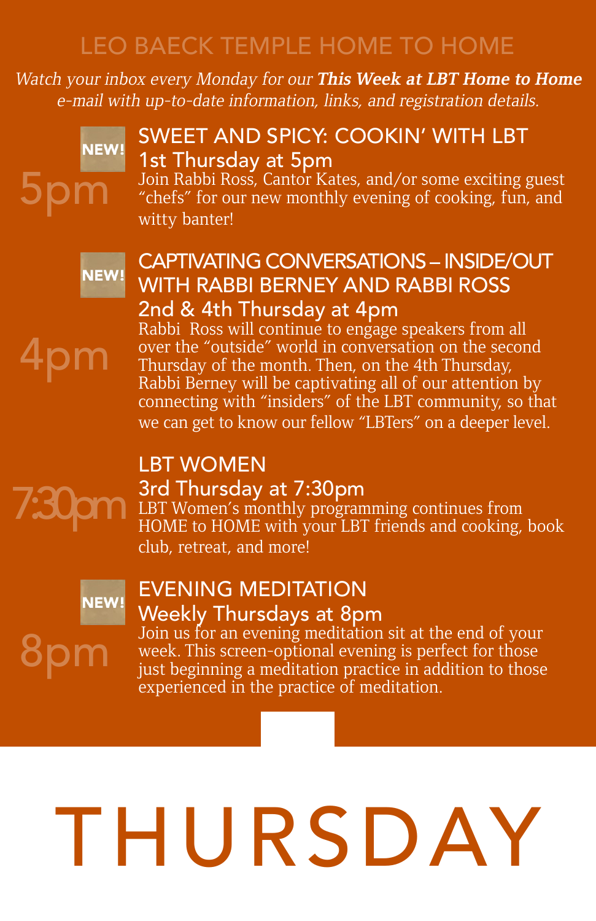# LEO BAECK TEMPLE HOME TO HOME

*Watch your inbox every Monday for our **This Week at LBT Home to Home** e-mail with up-to-date information, links, and registration details.*

NEW!

5pm

## SWEET AND SPICY: COOKIN' WITH LBT

### 1st Thursday at 5pm

Join Rabbi Ross, Cantor Kates, and/or some exciting guest "chefs" for our new monthly evening of cooking, fun, and witty banter!

NEW!

4pm

## CAPTIVATING CONVERSATIONS – INSIDE/OUT WITH RABBI BERNEY AND RABBI ROSS

### 2nd & 4th Thursday at 4pm

Rabbi Ross will continue to engage speakers from all over the "outside" world in conversation on the second Thursday of the month. Then, on the 4th Thursday, Rabbi Berney will be captivating all of our attention by connecting with "insiders" of the LBT community, so that we can get to know our fellow "LBTers" on a deeper level.

7:30pm

## LBT WOMEN

### 3rd Thursday at 7:30pm

LBT Women's monthly programming continues from HOME to HOME with your LBT friends and cooking, book club, retreat, and more!

NEW!

8pm

## EVENING MEDITATION

### Weekly Thursdays at 8pm

Join us for an evening meditation sit at the end of your week. This screen-optional evening is perfect for those just beginning a meditation practice in addition to those experienced in the practice of meditation.

# THURSDAY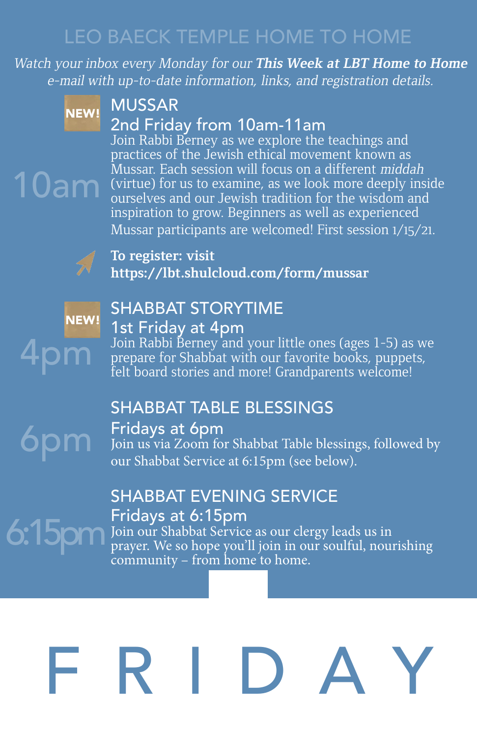# LEO BAECK TEMPLE HOME TO HOME

*Watch your inbox every Monday for our **This Week at LBT Home to Home** e-mail with up-to-date information, links, and registration details.*

NEW!

10am

## MUSSAR

### 2nd Friday from 10am-11am

Join Rabbi Berney as we explore the teachings and practices of the Jewish ethical movement known as Mussar. Each session will focus on a different *middah* (virtue) for us to examine, as we look more deeply inside ourselves and our Jewish tradition for the wisdom and inspiration to grow. Beginners as well as experienced Mussar participants are welcomed! First session 1/15/21.

**To register: visit https://lbt.shulcloud.com/form/mussar**

NEW!

4pm

## SHABBAT STORYTIME

### 1st Friday at 4pm

Join Rabbi Berney and your little ones (ages 1-5) as we prepare for Shabbat with our favorite books, puppets, felt board stories and more! Grandparents welcome!

6pm

## SHABBAT TABLE BLESSINGS

### Fridays at 6pm

Join us via Zoom for Shabbat Table blessings, followed by our Shabbat Service at 6:15pm (see below).

6:15pm

## SHABBAT EVENING SERVICE

### Fridays at 6:15pm

Join our Shabbat Service as our clergy leads us in prayer. We so hope you'll join in our soulful, nourishing community – from home to home.

# F R I D A Y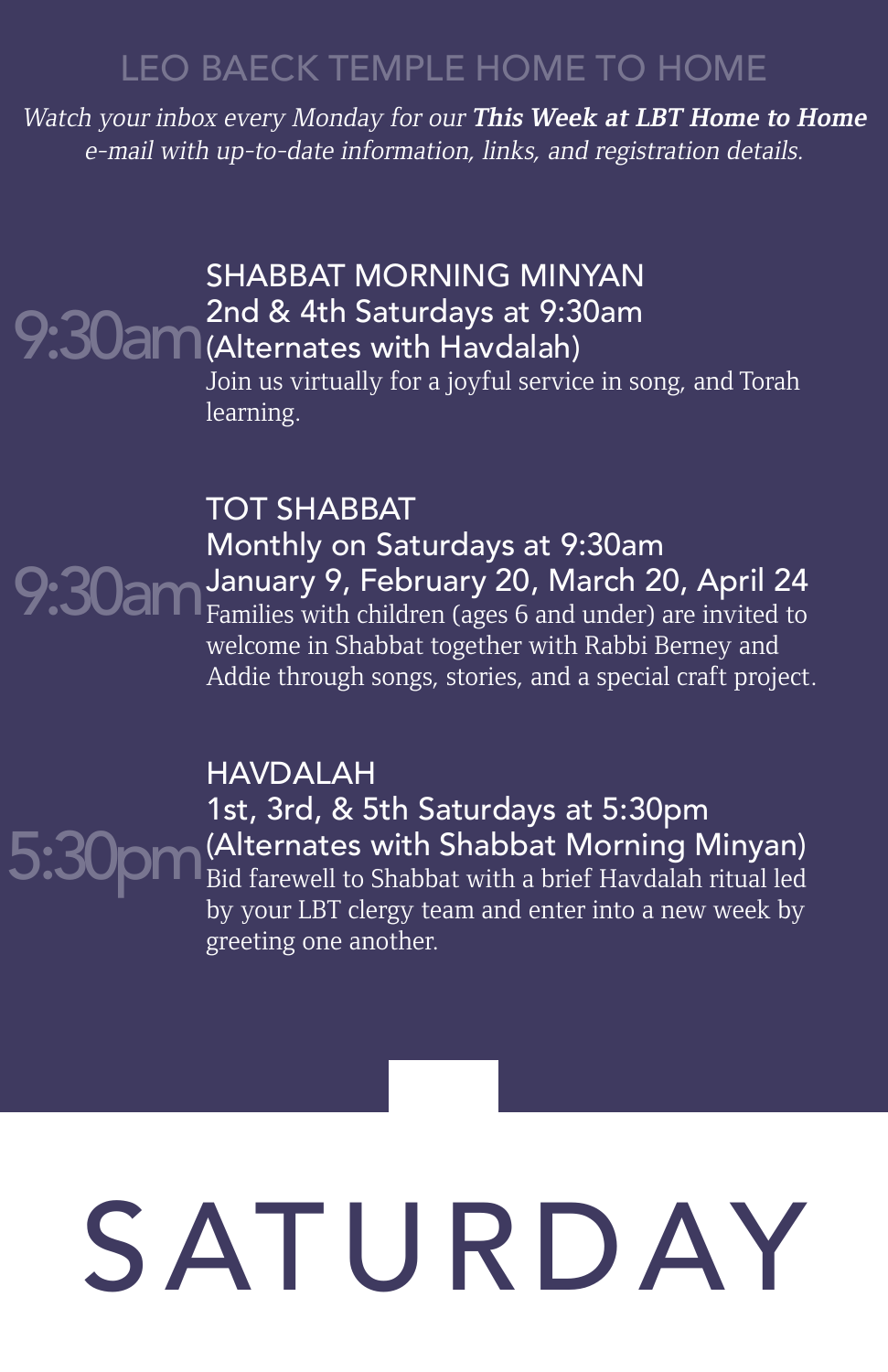# LEO BAECK TEMPLE HOME TO HOME

*Watch your inbox every Monday for our* ***This Week at LBT Home to Home*** *e-mail with up-to-date information, links, and registration details.*

9:30am

## SHABBAT MORNING MINYAN

2nd & 4th Saturdays at 9:30am
(Alternates with Havdalah)

Join us virtually for a joyful service in song, and Torah learning.

9:30am

## TOT SHABBAT

Monthly on Saturdays at 9:30am
January 9, February 20, March 20, April 24

Families with children (ages 6 and under) are invited to welcome in Shabbat together with Rabbi Berney and Addie through songs, stories, and a special craft project.

5:30pm

## HAVDALAH

1st, 3rd, & 5th Saturdays at 5:30pm
(Alternates with Shabbat Morning Minyan)

Bid farewell to Shabbat with a brief Havdalah ritual led by your LBT clergy team and enter into a new week by greeting one another.

# SATURDAY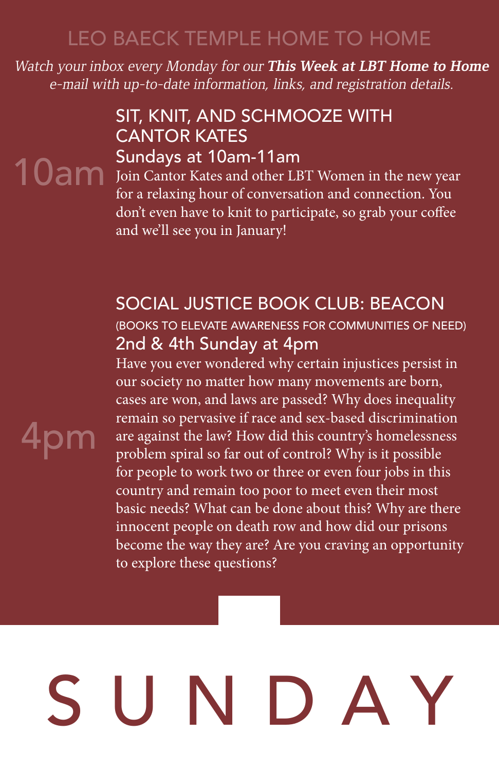# LEO BAECK TEMPLE HOME TO HOME

*Watch your inbox every Monday for our **This Week at LBT Home to Home** e-mail with up-to-date information, links, and registration details.*

10am

## SIT, KNIT, AND SCHMOOZE WITH CANTOR KATES

### Sundays at 10am-11am

Join Cantor Kates and other LBT Women in the new year for a relaxing hour of conversation and connection. You don't even have to knit to participate, so grab your coffee and we'll see you in January!

4pm

## SOCIAL JUSTICE BOOK CLUB: BEACON

(BOOKS TO ELEVATE AWARENESS FOR COMMUNITIES OF NEED)

### 2nd & 4th Sunday at 4pm

Have you ever wondered why certain injustices persist in our society no matter how many movements are born, cases are won, and laws are passed? Why does inequality remain so pervasive if race and sex-based discrimination are against the law? How did this country's homelessness problem spiral so far out of control? Why is it possible for people to work two or three or even four jobs in this country and remain too poor to meet even their most basic needs? What can be done about this? Why are there innocent people on death row and how did our prisons become the way they are? Are you craving an opportunity to explore these questions?

# SUNDAY